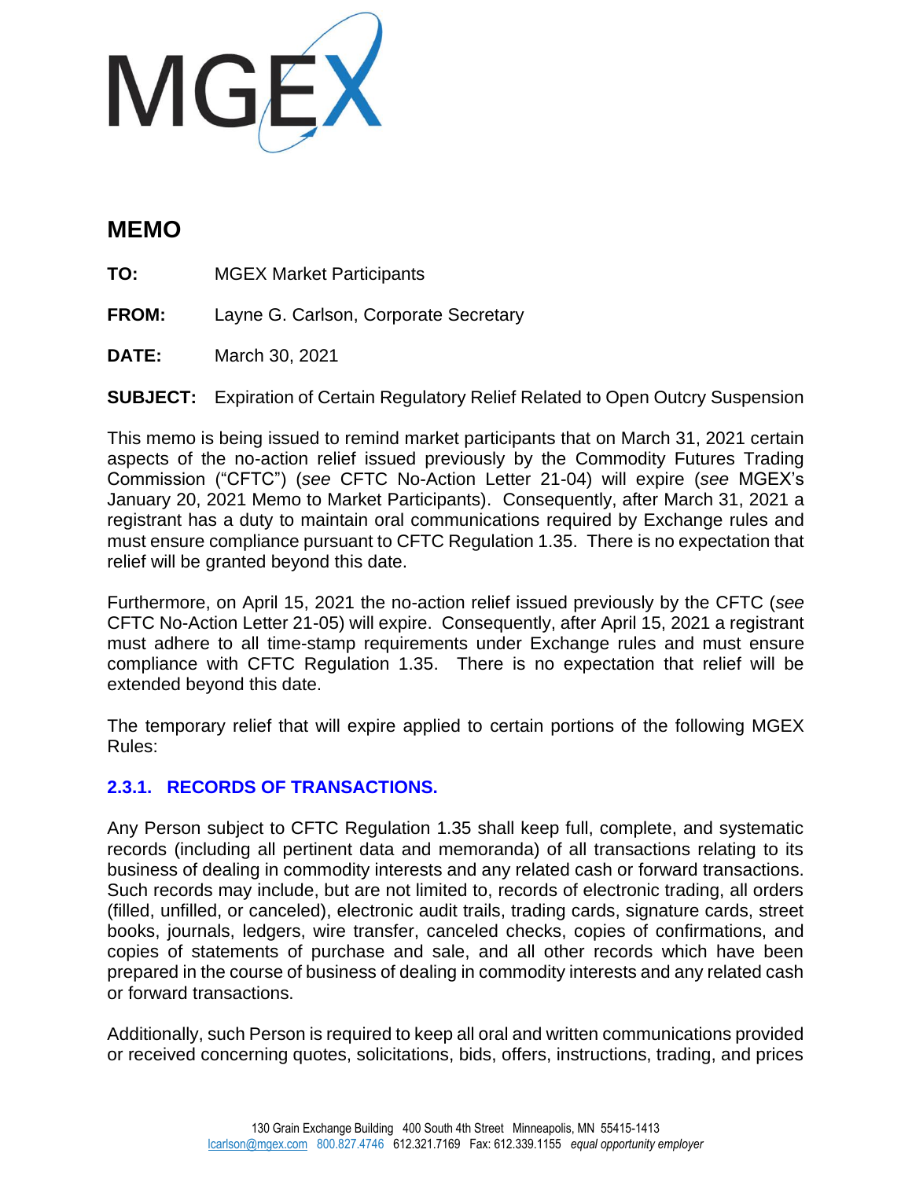MGEX

# MEMO

**TO:** MGEX Market Participants

**FROM:** Layne G. Carlson, Corporate Secretary

**DATE:** March 30, 2021

**SUBJECT:** Expiration of Certain Regulatory Relief Related to Open Outcry Suspension

This memo is being issued to remind market participants that on March 31, 2021 certain aspects of the no-action relief issued previously by the Commodity Futures Trading Commission ("CFTC") (*see* CFTC No-Action Letter 21-04) will expire (*see* MGEX's January 20, 2021 Memo to Market Participants). Consequently, after March 31, 2021 a registrant has a duty to maintain oral communications required by Exchange rules and must ensure compliance pursuant to CFTC Regulation 1.35. There is no expectation that relief will be granted beyond this date.

Furthermore, on April 15, 2021 the no-action relief issued previously by the CFTC (*see* CFTC No-Action Letter 21-05) will expire. Consequently, after April 15, 2021 a registrant must adhere to all time-stamp requirements under Exchange rules and must ensure compliance with CFTC Regulation 1.35. There is no expectation that relief will be extended beyond this date.

The temporary relief that will expire applied to certain portions of the following MGEX Rules:

## 2.3.1. RECORDS OF TRANSACTIONS.

Any Person subject to CFTC Regulation 1.35 shall keep full, complete, and systematic records (including all pertinent data and memoranda) of all transactions relating to its business of dealing in commodity interests and any related cash or forward transactions. Such records may include, but are not limited to, records of electronic trading, all orders (filled, unfilled, or canceled), electronic audit trails, trading cards, signature cards, street books, journals, ledgers, wire transfer, canceled checks, copies of confirmations, and copies of statements of purchase and sale, and all other records which have been prepared in the course of business of dealing in commodity interests and any related cash or forward transactions.

Additionally, such Person is required to keep all oral and written communications provided or received concerning quotes, solicitations, bids, offers, instructions, trading, and prices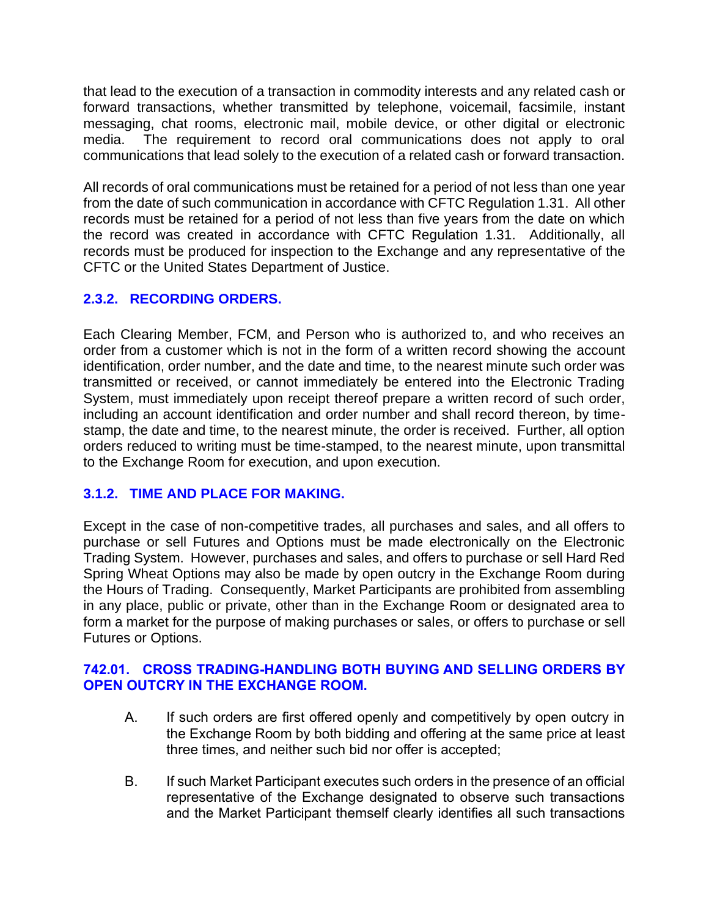that lead to the execution of a transaction in commodity interests and any related cash or forward transactions, whether transmitted by telephone, voicemail, facsimile, instant messaging, chat rooms, electronic mail, mobile device, or other digital or electronic media. The requirement to record oral communications does not apply to oral communications that lead solely to the execution of a related cash or forward transaction.

All records of oral communications must be retained for a period of not less than one year from the date of such communication in accordance with CFTC Regulation 1.31. All other records must be retained for a period of not less than five years from the date on which the record was created in accordance with CFTC Regulation 1.31. Additionally, all records must be produced for inspection to the Exchange and any representative of the CFTC or the United States Department of Justice.

### 2.3.2. RECORDING ORDERS.

Each Clearing Member, FCM, and Person who is authorized to, and who receives an order from a customer which is not in the form of a written record showing the account identification, order number, and the date and time, to the nearest minute such order was transmitted or received, or cannot immediately be entered into the Electronic Trading System, must immediately upon receipt thereof prepare a written record of such order, including an account identification and order number and shall record thereon, by time-stamp, the date and time, to the nearest minute, the order is received. Further, all option orders reduced to writing must be time-stamped, to the nearest minute, upon transmittal to the Exchange Room for execution, and upon execution.

### 3.1.2. TIME AND PLACE FOR MAKING.

Except in the case of non-competitive trades, all purchases and sales, and all offers to purchase or sell Futures and Options must be made electronically on the Electronic Trading System. However, purchases and sales, and offers to purchase or sell Hard Red Spring Wheat Options may also be made by open outcry in the Exchange Room during the Hours of Trading. Consequently, Market Participants are prohibited from assembling in any place, public or private, other than in the Exchange Room or designated area to form a market for the purpose of making purchases or sales, or offers to purchase or sell Futures or Options.

### 742.01. CROSS TRADING-HANDLING BOTH BUYING AND SELLING ORDERS BY OPEN OUTCRY IN THE EXCHANGE ROOM.

A. If such orders are first offered openly and competitively by open outcry in the Exchange Room by both bidding and offering at the same price at least three times, and neither such bid nor offer is accepted;

B. If such Market Participant executes such orders in the presence of an official representative of the Exchange designated to observe such transactions and the Market Participant themself clearly identifies all such transactions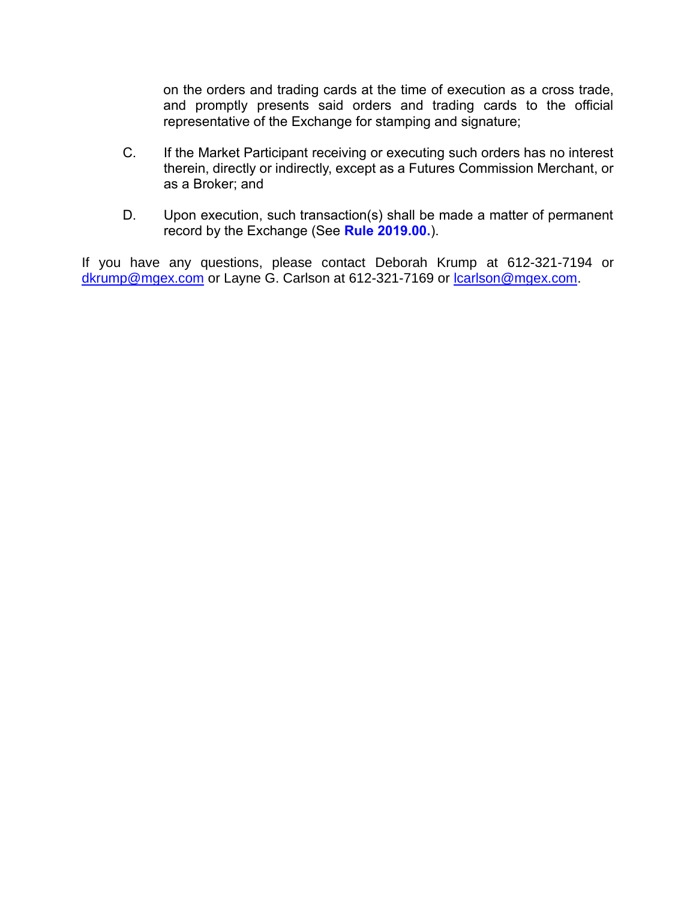on the orders and trading cards at the time of execution as a cross trade, and promptly presents said orders and trading cards to the official representative of the Exchange for stamping and signature;

C. If the Market Participant receiving or executing such orders has no interest therein, directly or indirectly, except as a Futures Commission Merchant, or as a Broker; and

D. Upon execution, such transaction(s) shall be made a matter of permanent record by the Exchange (See **Rule 2019.00.**).

If you have any questions, please contact Deborah Krump at 612-321-7194 or dkrump@mgex.com or Layne G. Carlson at 612-321-7169 or lcarlson@mgex.com.